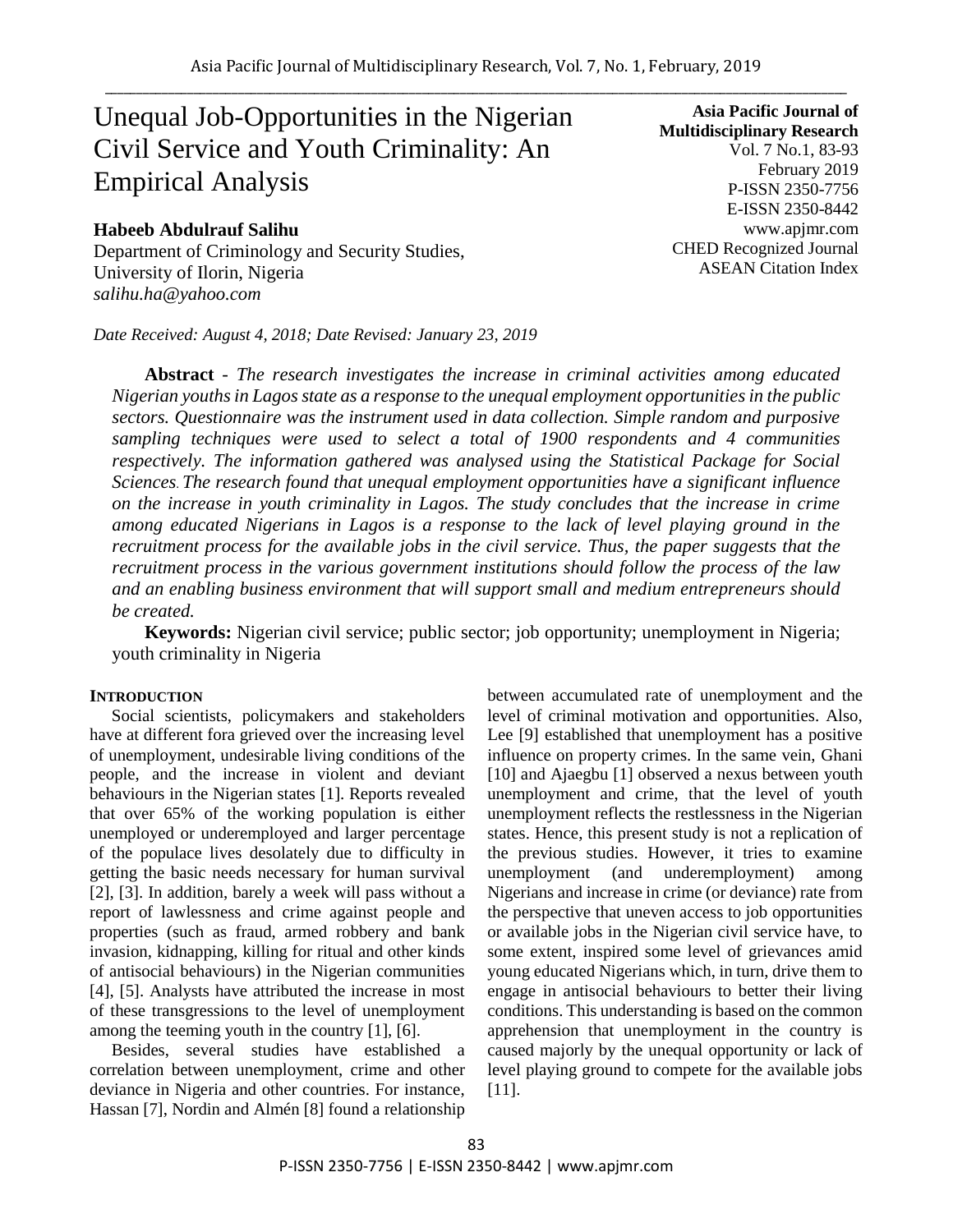# Unequal Job-Opportunities in the Nigerian Civil Service and Youth Criminality: An Empirical Analysis

**Asia Pacific Journal of Multidisciplinary Research**
Vol. 7 No.1, 83-93
February 2019
P-ISSN 2350-7756
E-ISSN 2350-8442
www.apjmr.com
CHED Recognized Journal
ASEAN Citation Index

**Habeeb Abdulrauf Salihu**
Department of Criminology and Security Studies,
University of Ilorin, Nigeria
*salihu.ha@yahoo.com*

*Date Received: August 4, 2018; Date Revised: January 23, 2019*

**Abstract** - *The research investigates the increase in criminal activities among educated Nigerian youths in Lagos state as a response to the unequal employment opportunities in the public sectors. Questionnaire was the instrument used in data collection. Simple random and purposive sampling techniques were used to select a total of 1900 respondents and 4 communities respectively. The information gathered was analysed using the Statistical Package for Social Sciences. The research found that unequal employment opportunities have a significant influence on the increase in youth criminality in Lagos. The study concludes that the increase in crime among educated Nigerians in Lagos is a response to the lack of level playing ground in the recruitment process for the available jobs in the civil service. Thus, the paper suggests that the recruitment process in the various government institutions should follow the process of the law and an enabling business environment that will support small and medium entrepreneurs should be created.*

**Keywords:** Nigerian civil service; public sector; job opportunity; unemployment in Nigeria; youth criminality in Nigeria

## INTRODUCTION

Social scientists, policymakers and stakeholders have at different fora grieved over the increasing level of unemployment, undesirable living conditions of the people, and the increase in violent and deviant behaviours in the Nigerian states [1]. Reports revealed that over 65% of the working population is either unemployed or underemployed and larger percentage of the populace lives desolately due to difficulty in getting the basic needs necessary for human survival [2], [3]. In addition, barely a week will pass without a report of lawlessness and crime against people and properties (such as fraud, armed robbery and bank invasion, kidnapping, killing for ritual and other kinds of antisocial behaviours) in the Nigerian communities [4], [5]. Analysts have attributed the increase in most of these transgressions to the level of unemployment among the teeming youth in the country [1], [6].

Besides, several studies have established a correlation between unemployment, crime and other deviance in Nigeria and other countries. For instance, Hassan [7], Nordin and Almén [8] found a relationship between accumulated rate of unemployment and the level of criminal motivation and opportunities. Also, Lee [9] established that unemployment has a positive influence on property crimes. In the same vein, Ghani [10] and Ajaegbu [1] observed a nexus between youth unemployment and crime, that the level of youth unemployment reflects the restlessness in the Nigerian states. Hence, this present study is not a replication of the previous studies. However, it tries to examine unemployment (and underemployment) among Nigerians and increase in crime (or deviance) rate from the perspective that uneven access to job opportunities or available jobs in the Nigerian civil service have, to some extent, inspired some level of grievances amid young educated Nigerians which, in turn, drive them to engage in antisocial behaviours to better their living conditions. This understanding is based on the common apprehension that unemployment in the country is caused majorly by the unequal opportunity or lack of level playing ground to compete for the available jobs [11].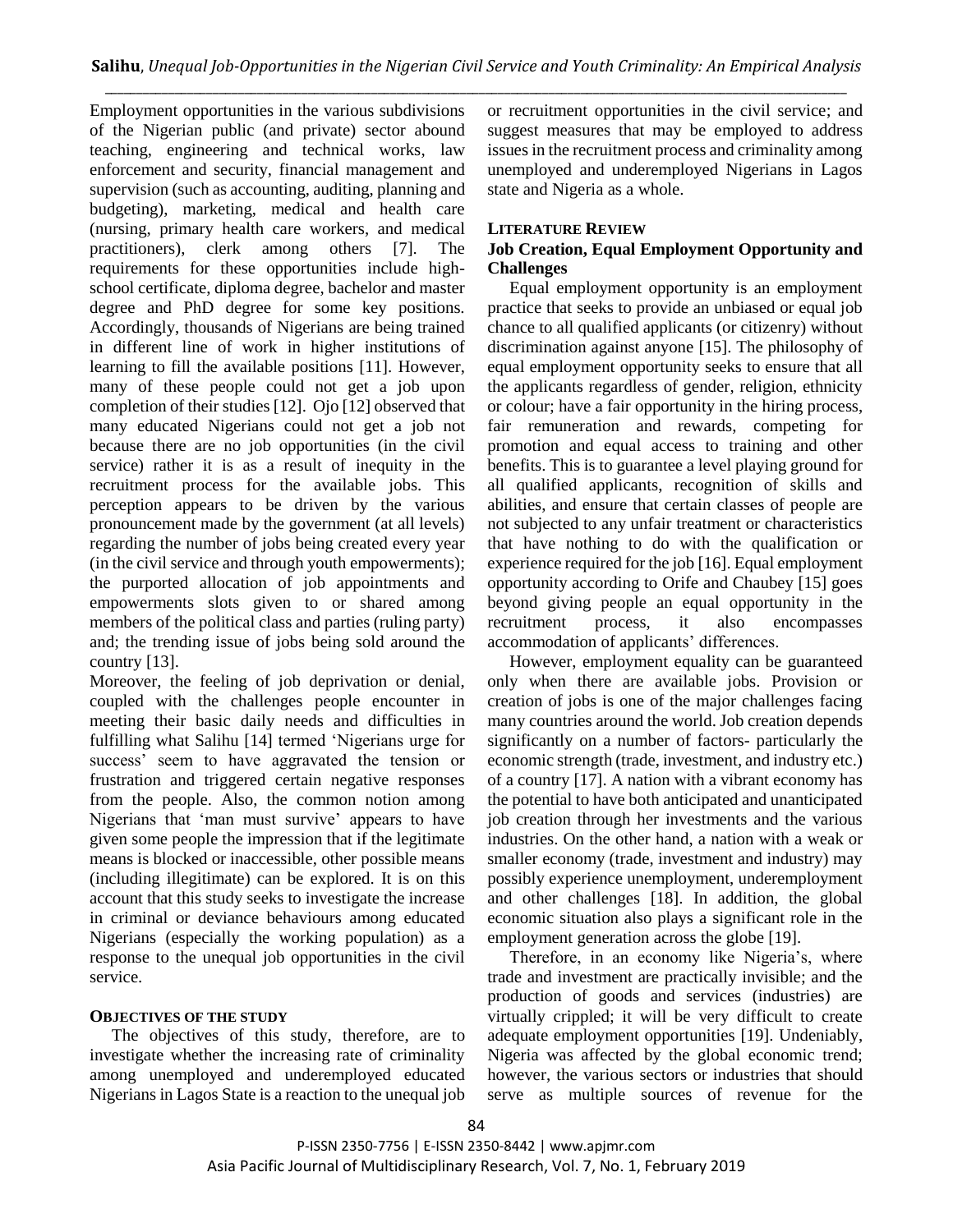Employment opportunities in the various subdivisions of the Nigerian public (and private) sector abound teaching, engineering and technical works, law enforcement and security, financial management and supervision (such as accounting, auditing, planning and budgeting), marketing, medical and health care (nursing, primary health care workers, and medical practitioners), clerk among others [7]. The requirements for these opportunities include high-school certificate, diploma degree, bachelor and master degree and PhD degree for some key positions. Accordingly, thousands of Nigerians are being trained in different line of work in higher institutions of learning to fill the available positions [11]. However, many of these people could not get a job upon completion of their studies [12]. Ojo [12] observed that many educated Nigerians could not get a job not because there are no job opportunities (in the civil service) rather it is as a result of inequity in the recruitment process for the available jobs. This perception appears to be driven by the various pronouncement made by the government (at all levels) regarding the number of jobs being created every year (in the civil service and through youth empowerments); the purported allocation of job appointments and empowerments slots given to or shared among members of the political class and parties (ruling party) and; the trending issue of jobs being sold around the country [13].

Moreover, the feeling of job deprivation or denial, coupled with the challenges people encounter in meeting their basic daily needs and difficulties in fulfilling what Salihu [14] termed 'Nigerians urge for success' seem to have aggravated the tension or frustration and triggered certain negative responses from the people. Also, the common notion among Nigerians that 'man must survive' appears to have given some people the impression that if the legitimate means is blocked or inaccessible, other possible means (including illegitimate) can be explored. It is on this account that this study seeks to investigate the increase in criminal or deviance behaviours among educated Nigerians (especially the working population) as a response to the unequal job opportunities in the civil service.

## OBJECTIVES OF THE STUDY

The objectives of this study, therefore, are to investigate whether the increasing rate of criminality among unemployed and underemployed educated Nigerians in Lagos State is a reaction to the unequal job or recruitment opportunities in the civil service; and suggest measures that may be employed to address issues in the recruitment process and criminality among unemployed and underemployed Nigerians in Lagos state and Nigeria as a whole.

## LITERATURE REVIEW

### Job Creation, Equal Employment Opportunity and Challenges

Equal employment opportunity is an employment practice that seeks to provide an unbiased or equal job chance to all qualified applicants (or citizenry) without discrimination against anyone [15]. The philosophy of equal employment opportunity seeks to ensure that all the applicants regardless of gender, religion, ethnicity or colour; have a fair opportunity in the hiring process, fair remuneration and rewards, competing for promotion and equal access to training and other benefits. This is to guarantee a level playing ground for all qualified applicants, recognition of skills and abilities, and ensure that certain classes of people are not subjected to any unfair treatment or characteristics that have nothing to do with the qualification or experience required for the job [16]. Equal employment opportunity according to Orife and Chaubey [15] goes beyond giving people an equal opportunity in the recruitment process, it also encompasses accommodation of applicants' differences.

However, employment equality can be guaranteed only when there are available jobs. Provision or creation of jobs is one of the major challenges facing many countries around the world. Job creation depends significantly on a number of factors- particularly the economic strength (trade, investment, and industry etc.) of a country [17]. A nation with a vibrant economy has the potential to have both anticipated and unanticipated job creation through her investments and the various industries. On the other hand, a nation with a weak or smaller economy (trade, investment and industry) may possibly experience unemployment, underemployment and other challenges [18]. In addition, the global economic situation also plays a significant role in the employment generation across the globe [19].

Therefore, in an economy like Nigeria's, where trade and investment are practically invisible; and the production of goods and services (industries) are virtually crippled; it will be very difficult to create adequate employment opportunities [19]. Undeniably, Nigeria was affected by the global economic trend; however, the various sectors or industries that should serve as multiple sources of revenue for the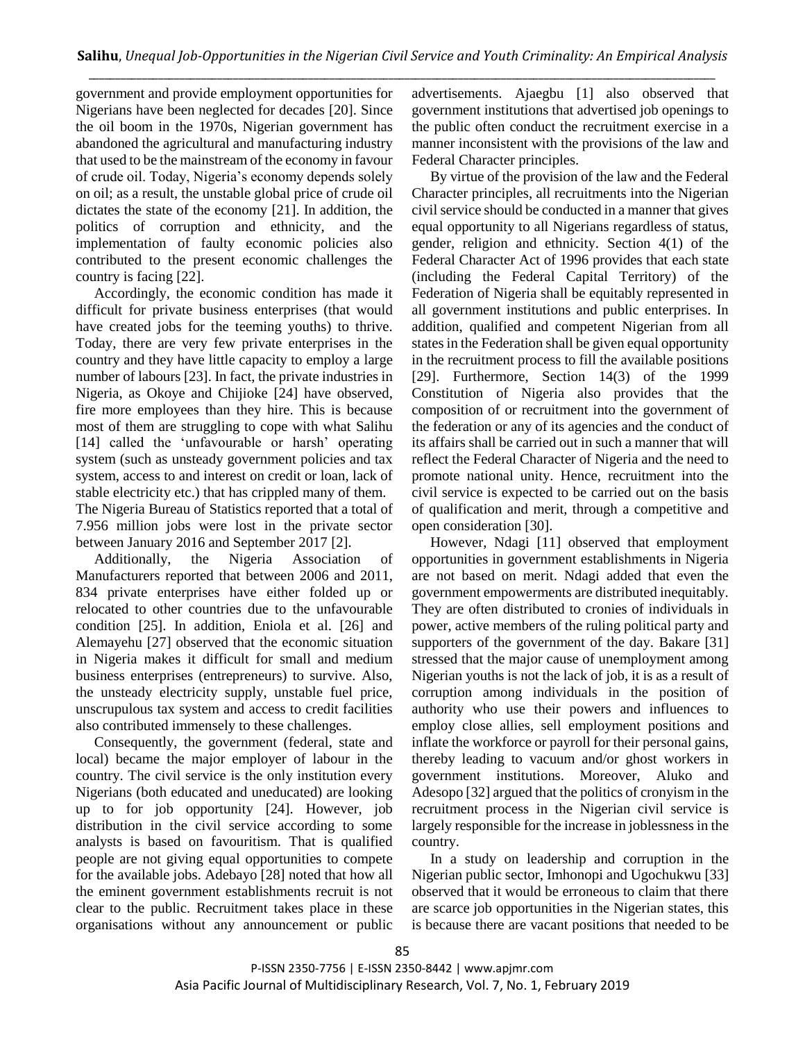government and provide employment opportunities for Nigerians have been neglected for decades [20]. Since the oil boom in the 1970s, Nigerian government has abandoned the agricultural and manufacturing industry that used to be the mainstream of the economy in favour of crude oil. Today, Nigeria's economy depends solely on oil; as a result, the unstable global price of crude oil dictates the state of the economy [21]. In addition, the politics of corruption and ethnicity, and the implementation of faulty economic policies also contributed to the present economic challenges the country is facing [22].

Accordingly, the economic condition has made it difficult for private business enterprises (that would have created jobs for the teeming youths) to thrive. Today, there are very few private enterprises in the country and they have little capacity to employ a large number of labours [23]. In fact, the private industries in Nigeria, as Okoye and Chijioke [24] have observed, fire more employees than they hire. This is because most of them are struggling to cope with what Salihu [14] called the 'unfavourable or harsh' operating system (such as unsteady government policies and tax system, access to and interest on credit or loan, lack of stable electricity etc.) that has crippled many of them. The Nigeria Bureau of Statistics reported that a total of 7.956 million jobs were lost in the private sector between January 2016 and September 2017 [2].

Additionally, the Nigeria Association of Manufacturers reported that between 2006 and 2011, 834 private enterprises have either folded up or relocated to other countries due to the unfavourable condition [25]. In addition, Eniola et al. [26] and Alemayehu [27] observed that the economic situation in Nigeria makes it difficult for small and medium business enterprises (entrepreneurs) to survive. Also, the unsteady electricity supply, unstable fuel price, unscrupulous tax system and access to credit facilities also contributed immensely to these challenges.

Consequently, the government (federal, state and local) became the major employer of labour in the country. The civil service is the only institution every Nigerians (both educated and uneducated) are looking up to for job opportunity [24]. However, job distribution in the civil service according to some analysts is based on favouritism. That is qualified people are not giving equal opportunities to compete for the available jobs. Adebayo [28] noted that how all the eminent government establishments recruit is not clear to the public. Recruitment takes place in these organisations without any announcement or public advertisements. Ajaegbu [1] also observed that government institutions that advertised job openings to the public often conduct the recruitment exercise in a manner inconsistent with the provisions of the law and Federal Character principles.

By virtue of the provision of the law and the Federal Character principles, all recruitments into the Nigerian civil service should be conducted in a manner that gives equal opportunity to all Nigerians regardless of status, gender, religion and ethnicity. Section 4(1) of the Federal Character Act of 1996 provides that each state (including the Federal Capital Territory) of the Federation of Nigeria shall be equitably represented in all government institutions and public enterprises. In addition, qualified and competent Nigerian from all states in the Federation shall be given equal opportunity in the recruitment process to fill the available positions [29]. Furthermore, Section 14(3) of the 1999 Constitution of Nigeria also provides that the composition of or recruitment into the government of the federation or any of its agencies and the conduct of its affairs shall be carried out in such a manner that will reflect the Federal Character of Nigeria and the need to promote national unity. Hence, recruitment into the civil service is expected to be carried out on the basis of qualification and merit, through a competitive and open consideration [30].

However, Ndagi [11] observed that employment opportunities in government establishments in Nigeria are not based on merit. Ndagi added that even the government empowerments are distributed inequitably. They are often distributed to cronies of individuals in power, active members of the ruling political party and supporters of the government of the day. Bakare [31] stressed that the major cause of unemployment among Nigerian youths is not the lack of job, it is as a result of corruption among individuals in the position of authority who use their powers and influences to employ close allies, sell employment positions and inflate the workforce or payroll for their personal gains, thereby leading to vacuum and/or ghost workers in government institutions. Moreover, Aluko and Adesopo [32] argued that the politics of cronyism in the recruitment process in the Nigerian civil service is largely responsible for the increase in joblessness in the country.

In a study on leadership and corruption in the Nigerian public sector, Imhonopi and Ugochukwu [33] observed that it would be erroneous to claim that there are scarce job opportunities in the Nigerian states, this is because there are vacant positions that needed to be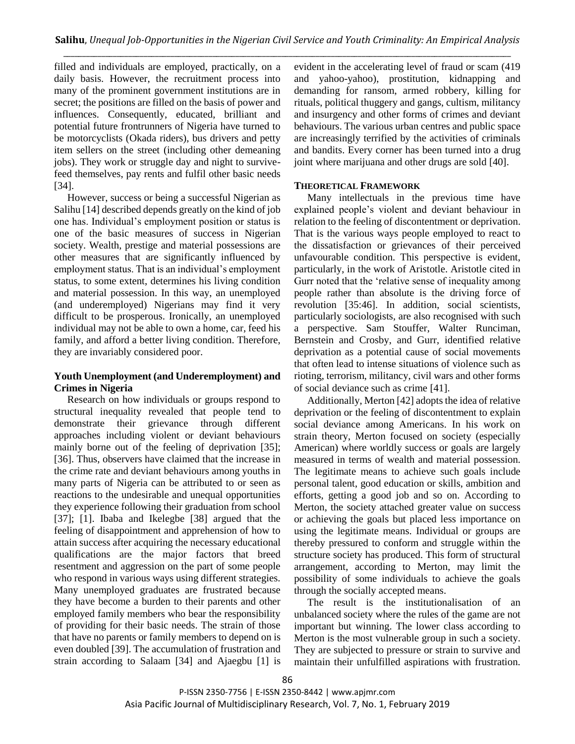filled and individuals are employed, practically, on a daily basis. However, the recruitment process into many of the prominent government institutions are in secret; the positions are filled on the basis of power and influences. Consequently, educated, brilliant and potential future frontrunners of Nigeria have turned to be motorcyclists (Okada riders), bus drivers and petty item sellers on the street (including other demeaning jobs). They work or struggle day and night to survive-feed themselves, pay rents and fulfil other basic needs [34].

However, success or being a successful Nigerian as Salihu [14] described depends greatly on the kind of job one has. Individual's employment position or status is one of the basic measures of success in Nigerian society. Wealth, prestige and material possessions are other measures that are significantly influenced by employment status. That is an individual's employment status, to some extent, determines his living condition and material possession. In this way, an unemployed (and underemployed) Nigerians may find it very difficult to be prosperous. Ironically, an unemployed individual may not be able to own a home, car, feed his family, and afford a better living condition. Therefore, they are invariably considered poor.

### Youth Unemployment (and Underemployment) and Crimes in Nigeria

Research on how individuals or groups respond to structural inequality revealed that people tend to demonstrate their grievance through different approaches including violent or deviant behaviours mainly borne out of the feeling of deprivation [35]; [36]. Thus, observers have claimed that the increase in the crime rate and deviant behaviours among youths in many parts of Nigeria can be attributed to or seen as reactions to the undesirable and unequal opportunities they experience following their graduation from school [37]; [1]. Ibaba and Ikelegbe [38] argued that the feeling of disappointment and apprehension of how to attain success after acquiring the necessary educational qualifications are the major factors that breed resentment and aggression on the part of some people who respond in various ways using different strategies. Many unemployed graduates are frustrated because they have become a burden to their parents and other employed family members who bear the responsibility of providing for their basic needs. The strain of those that have no parents or family members to depend on is even doubled [39]. The accumulation of frustration and strain according to Salaam [34] and Ajaegbu [1] is evident in the accelerating level of fraud or scam (419 and yahoo-yahoo), prostitution, kidnapping and demanding for ransom, armed robbery, killing for rituals, political thuggery and gangs, cultism, militancy and insurgency and other forms of crimes and deviant behaviours. The various urban centres and public space are increasingly terrified by the activities of criminals and bandits. Every corner has been turned into a drug joint where marijuana and other drugs are sold [40].

### Theoretical Framework

Many intellectuals in the previous time have explained people's violent and deviant behaviour in relation to the feeling of discontentment or deprivation. That is the various ways people employed to react to the dissatisfaction or grievances of their perceived unfavourable condition. This perspective is evident, particularly, in the work of Aristotle. Aristotle cited in Gurr noted that the 'relative sense of inequality among people rather than absolute is the driving force of revolution [35:46]. In addition, social scientists, particularly sociologists, are also recognised with such a perspective. Sam Stouffer, Walter Runciman, Bernstein and Crosby, and Gurr, identified relative deprivation as a potential cause of social movements that often lead to intense situations of violence such as rioting, terrorism, militancy, civil wars and other forms of social deviance such as crime [41].

Additionally, Merton [42] adopts the idea of relative deprivation or the feeling of discontentment to explain social deviance among Americans. In his work on strain theory, Merton focused on society (especially American) where worldly success or goals are largely measured in terms of wealth and material possession. The legitimate means to achieve such goals include personal talent, good education or skills, ambition and efforts, getting a good job and so on. According to Merton, the society attached greater value on success or achieving the goals but placed less importance on using the legitimate means. Individual or groups are thereby pressured to conform and struggle within the structure society has produced. This form of structural arrangement, according to Merton, may limit the possibility of some individuals to achieve the goals through the socially accepted means.

The result is the institutionalisation of an unbalanced society where the rules of the game are not important but winning. The lower class according to Merton is the most vulnerable group in such a society. They are subjected to pressure or strain to survive and maintain their unfulfilled aspirations with frustration.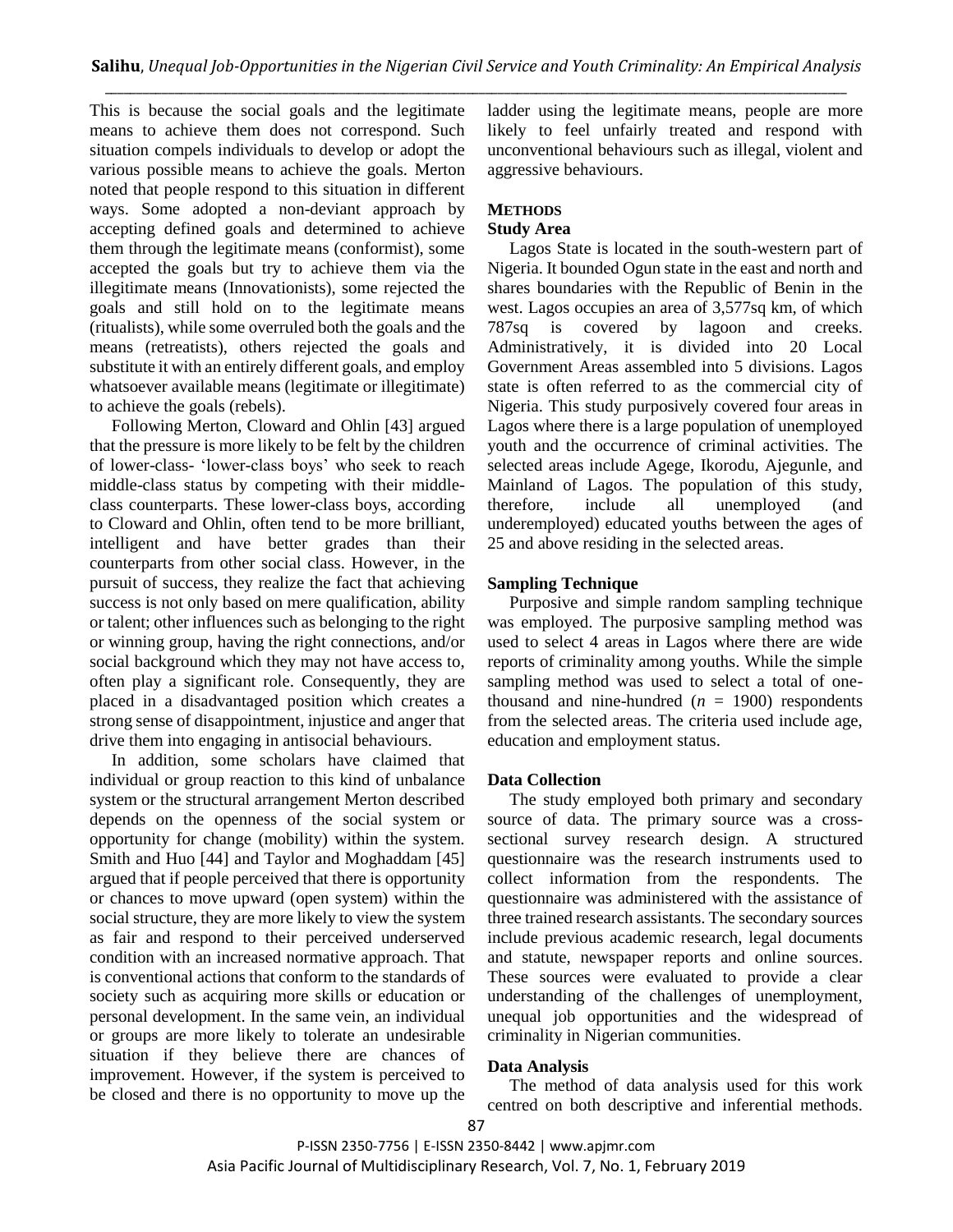This is because the social goals and the legitimate means to achieve them does not correspond. Such situation compels individuals to develop or adopt the various possible means to achieve the goals. Merton noted that people respond to this situation in different ways. Some adopted a non-deviant approach by accepting defined goals and determined to achieve them through the legitimate means (conformist), some accepted the goals but try to achieve them via the illegitimate means (Innovationists), some rejected the goals and still hold on to the legitimate means (ritualists), while some overruled both the goals and the means (retreatists), others rejected the goals and substitute it with an entirely different goals, and employ whatsoever available means (legitimate or illegitimate) to achieve the goals (rebels).

Following Merton, Cloward and Ohlin [43] argued that the pressure is more likely to be felt by the children of lower-class- 'lower-class boys' who seek to reach middle-class status by competing with their middle-class counterparts. These lower-class boys, according to Cloward and Ohlin, often tend to be more brilliant, intelligent and have better grades than their counterparts from other social class. However, in the pursuit of success, they realize the fact that achieving success is not only based on mere qualification, ability or talent; other influences such as belonging to the right or winning group, having the right connections, and/or social background which they may not have access to, often play a significant role. Consequently, they are placed in a disadvantaged position which creates a strong sense of disappointment, injustice and anger that drive them into engaging in antisocial behaviours.

In addition, some scholars have claimed that individual or group reaction to this kind of unbalance system or the structural arrangement Merton described depends on the openness of the social system or opportunity for change (mobility) within the system. Smith and Huo [44] and Taylor and Moghaddam [45] argued that if people perceived that there is opportunity or chances to move upward (open system) within the social structure, they are more likely to view the system as fair and respond to their perceived underserved condition with an increased normative approach. That is conventional actions that conform to the standards of society such as acquiring more skills or education or personal development. In the same vein, an individual or groups are more likely to tolerate an undesirable situation if they believe there are chances of improvement. However, if the system is perceived to be closed and there is no opportunity to move up the ladder using the legitimate means, people are more likely to feel unfairly treated and respond with unconventional behaviours such as illegal, violent and aggressive behaviours.

## METHODS

### Study Area

Lagos State is located in the south-western part of Nigeria. It bounded Ogun state in the east and north and shares boundaries with the Republic of Benin in the west. Lagos occupies an area of 3,577sq km, of which 787sq is covered by lagoon and creeks. Administratively, it is divided into 20 Local Government Areas assembled into 5 divisions. Lagos state is often referred to as the commercial city of Nigeria. This study purposively covered four areas in Lagos where there is a large population of unemployed youth and the occurrence of criminal activities. The selected areas include Agege, Ikorodu, Ajegunle, and Mainland of Lagos. The population of this study, therefore, include all unemployed (and underemployed) educated youths between the ages of 25 and above residing in the selected areas.

### Sampling Technique

Purposive and simple random sampling technique was employed. The purposive sampling method was used to select 4 areas in Lagos where there are wide reports of criminality among youths. While the simple sampling method was used to select a total of one-thousand and nine-hundred ($n$ = 1900) respondents from the selected areas. The criteria used include age, education and employment status.

### Data Collection

The study employed both primary and secondary source of data. The primary source was a cross-sectional survey research design. A structured questionnaire was the research instruments used to collect information from the respondents. The questionnaire was administered with the assistance of three trained research assistants. The secondary sources include previous academic research, legal documents and statute, newspaper reports and online sources. These sources were evaluated to provide a clear understanding of the challenges of unemployment, unequal job opportunities and the widespread of criminality in Nigerian communities.

### Data Analysis

The method of data analysis used for this work centred on both descriptive and inferential methods.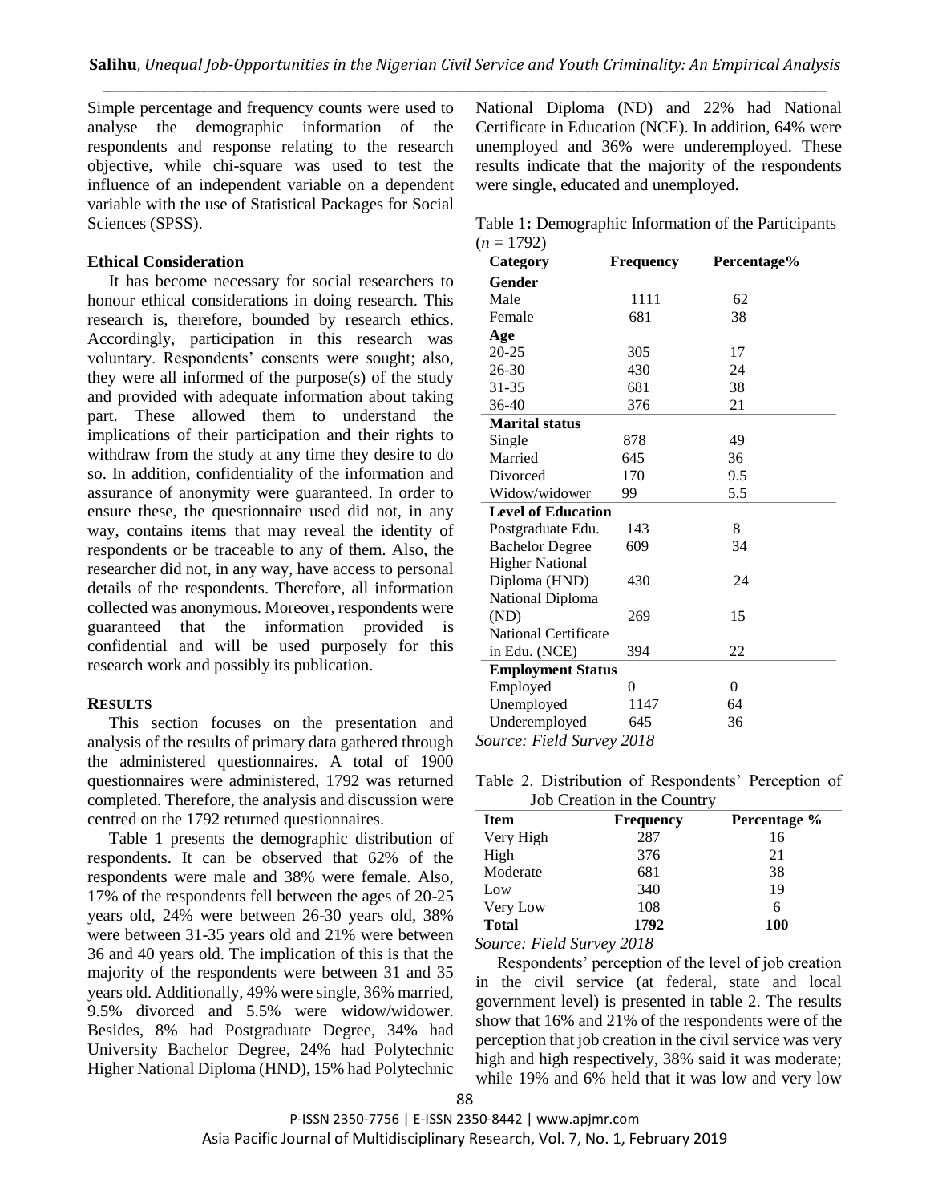Simple percentage and frequency counts were used to analyse the demographic information of the respondents and response relating to the research objective, while chi-square was used to test the influence of an independent variable on a dependent variable with the use of Statistical Packages for Social Sciences (SPSS).

### Ethical Consideration

It has become necessary for social researchers to honour ethical considerations in doing research. This research is, therefore, bounded by research ethics. Accordingly, participation in this research was voluntary. Respondents' consents were sought; also, they were all informed of the purpose(s) of the study and provided with adequate information about taking part. These allowed them to understand the implications of their participation and their rights to withdraw from the study at any time they desire to do so. In addition, confidentiality of the information and assurance of anonymity were guaranteed. In order to ensure these, the questionnaire used did not, in any way, contains items that may reveal the identity of respondents or be traceable to any of them. Also, the researcher did not, in any way, have access to personal details of the respondents. Therefore, all information collected was anonymous. Moreover, respondents were guaranteed that the information provided is confidential and will be used purposely for this research work and possibly its publication.

## RESULTS

This section focuses on the presentation and analysis of the results of primary data gathered through the administered questionnaires. A total of 1900 questionnaires were administered, 1792 was returned completed. Therefore, the analysis and discussion were centred on the 1792 returned questionnaires.

Table 1 presents the demographic distribution of respondents. It can be observed that 62% of the respondents were male and 38% were female. Also, 17% of the respondents fell between the ages of 20-25 years old, 24% were between 26-30 years old, 38% were between 31-35 years old and 21% were between 36 and 40 years old. The implication of this is that the majority of the respondents were between 31 and 35 years old. Additionally, 49% were single, 36% married, 9.5% divorced and 5.5% were widow/widower. Besides, 8% had Postgraduate Degree, 34% had University Bachelor Degree, 24% had Polytechnic Higher National Diploma (HND), 15% had Polytechnic National Diploma (ND) and 22% had National Certificate in Education (NCE). In addition, 64% were unemployed and 36% were underemployed. These results indicate that the majority of the respondents were single, educated and unemployed.

Table 1: Demographic Information of the Participants ($n$ = 1792)

| Category | Frequency | Percentage% |
|---|---|---|
| **Gender** | | |
| Male | 1111 | 62 |
| Female | 681 | 38 |
| **Age** | | |
| 20-25 | 305 | 17 |
| 26-30 | 430 | 24 |
| 31-35 | 681 | 38 |
| 36-40 | 376 | 21 |
| **Marital status** | | |
| Single | 878 | 49 |
| Married | 645 | 36 |
| Divorced | 170 | 9.5 |
| Widow/widower | 99 | 5.5 |
| **Level of Education** | | |
| Postgraduate Edu. | 143 | 8 |
| Bachelor Degree | 609 | 34 |
| Higher National Diploma (HND) | 430 | 24 |
| National Diploma (ND) | 269 | 15 |
| National Certificate in Edu. (NCE) | 394 | 22 |
| **Employment Status** | | |
| Employed | 0 | 0 |
| Unemployed | 1147 | 64 |
| Underemployed | 645 | 36 |

*Source: Field Survey 2018*

Table 2. Distribution of Respondents' Perception of Job Creation in the Country

| Item | Frequency | Percentage % |
|---|---|---|
| Very High | 287 | 16 |
| High | 376 | 21 |
| Moderate | 681 | 38 |
| Low | 340 | 19 |
| Very Low | 108 | 6 |
| **Total** | **1792** | **100** |

*Source: Field Survey 2018*

Respondents' perception of the level of job creation in the civil service (at federal, state and local government level) is presented in table 2. The results show that 16% and 21% of the respondents were of the perception that job creation in the civil service was very high and high respectively, 38% said it was moderate; while 19% and 6% held that it was low and very low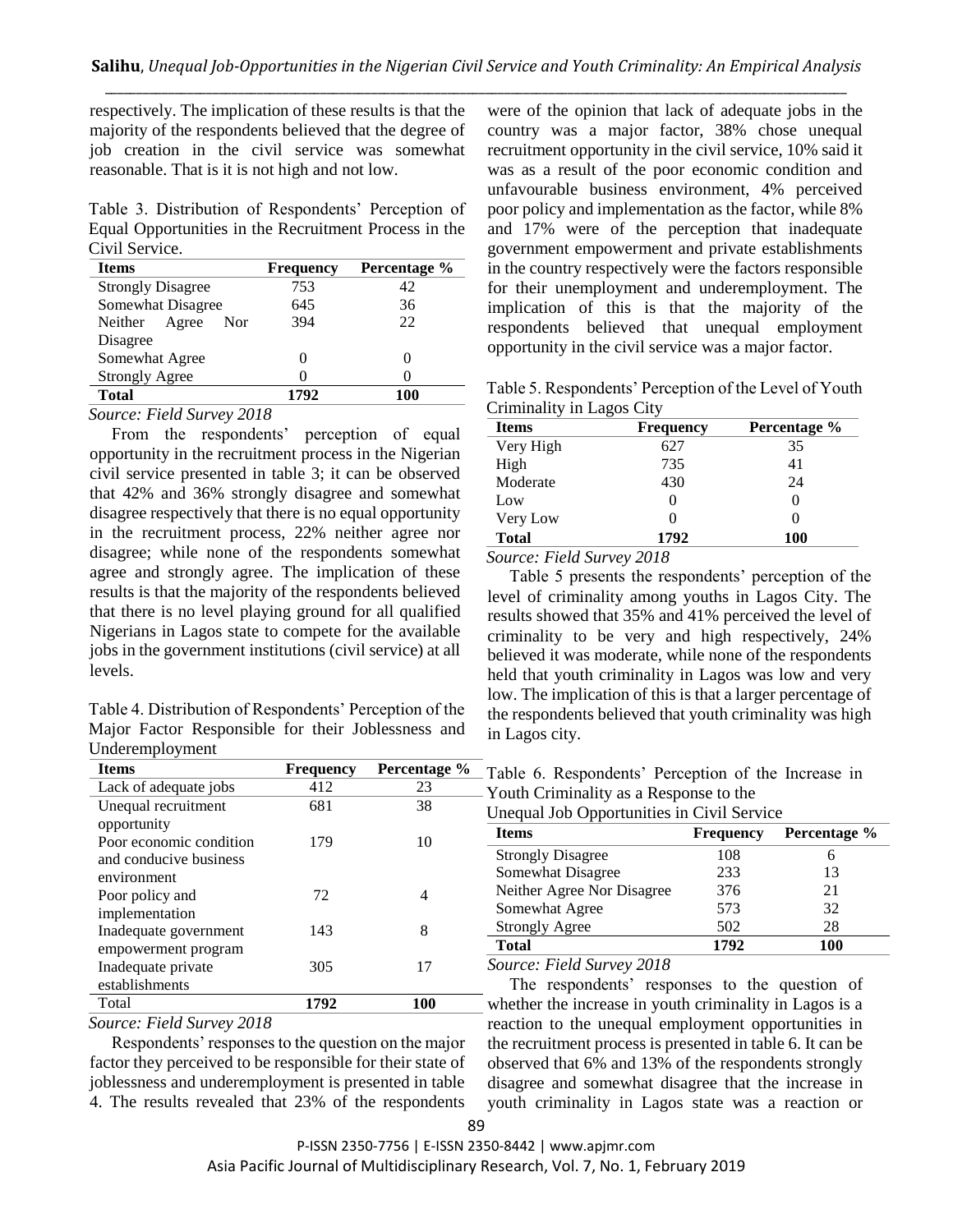respectively. The implication of these results is that the majority of the respondents believed that the degree of job creation in the civil service was somewhat reasonable. That is it is not high and not low.

Table 3. Distribution of Respondents' Perception of Equal Opportunities in the Recruitment Process in the Civil Service.

| Items | Frequency | Percentage % |
|---|---|---|
| Strongly Disagree | 753 | 42 |
| Somewhat Disagree | 645 | 36 |
| Neither Agree Nor Disagree | 394 | 22 |
| Somewhat Agree | 0 | 0 |
| Strongly Agree | 0 | 0 |
| **Total** | **1792** | **100** |

*Source: Field Survey 2018*

From the respondents' perception of equal opportunity in the recruitment process in the Nigerian civil service presented in table 3; it can be observed that 42% and 36% strongly disagree and somewhat disagree respectively that there is no equal opportunity in the recruitment process, 22% neither agree nor disagree; while none of the respondents somewhat agree and strongly agree. The implication of these results is that the majority of the respondents believed that there is no level playing ground for all qualified Nigerians in Lagos state to compete for the available jobs in the government institutions (civil service) at all levels.

Table 4. Distribution of Respondents' Perception of the Major Factor Responsible for their Joblessness and Underemployment

| Items | Frequency | Percentage % |
|---|---|---|
| Lack of adequate jobs | 412 | 23 |
| Unequal recruitment opportunity | 681 | 38 |
| Poor economic condition and conducive business environment | 179 | 10 |
| Poor policy and implementation | 72 | 4 |
| Inadequate government empowerment program | 143 | 8 |
| Inadequate private establishments | 305 | 17 |
| Total | **1792** | **100** |

*Source: Field Survey 2018*

Respondents' responses to the question on the major factor they perceived to be responsible for their state of joblessness and underemployment is presented in table 4. The results revealed that 23% of the respondents were of the opinion that lack of adequate jobs in the country was a major factor, 38% chose unequal recruitment opportunity in the civil service, 10% said it was as a result of the poor economic condition and unfavourable business environment, 4% perceived poor policy and implementation as the factor, while 8% and 17% were of the perception that inadequate government empowerment and private establishments in the country respectively were the factors responsible for their unemployment and underemployment. The implication of this is that the majority of the respondents believed that unequal employment opportunity in the civil service was a major factor.

Table 5. Respondents' Perception of the Level of Youth Criminality in Lagos City

| Items | Frequency | Percentage % |
|---|---|---|
| Very High | 627 | 35 |
| High | 735 | 41 |
| Moderate | 430 | 24 |
| Low | 0 | 0 |
| Very Low | 0 | 0 |
| **Total** | **1792** | **100** |

*Source: Field Survey 2018*

Table 5 presents the respondents' perception of the level of criminality among youths in Lagos City. The results showed that 35% and 41% perceived the level of criminality to be very and high respectively, 24% believed it was moderate, while none of the respondents held that youth criminality in Lagos was low and very low. The implication of this is that a larger percentage of the respondents believed that youth criminality was high in Lagos city.

Table 6. Respondents' Perception of the Increase in Youth Criminality as a Response to the Unequal Job Opportunities in Civil Service

| Items | Frequency | Percentage % |
|---|---|---|
| Strongly Disagree | 108 | 6 |
| Somewhat Disagree | 233 | 13 |
| Neither Agree Nor Disagree | 376 | 21 |
| Somewhat Agree | 573 | 32 |
| Strongly Agree | 502 | 28 |
| **Total** | **1792** | **100** |

*Source: Field Survey 2018*

The respondents' responses to the question of whether the increase in youth criminality in Lagos is a reaction to the unequal employment opportunities in the recruitment process is presented in table 6. It can be observed that 6% and 13% of the respondents strongly disagree and somewhat disagree that the increase in youth criminality in Lagos state was a reaction or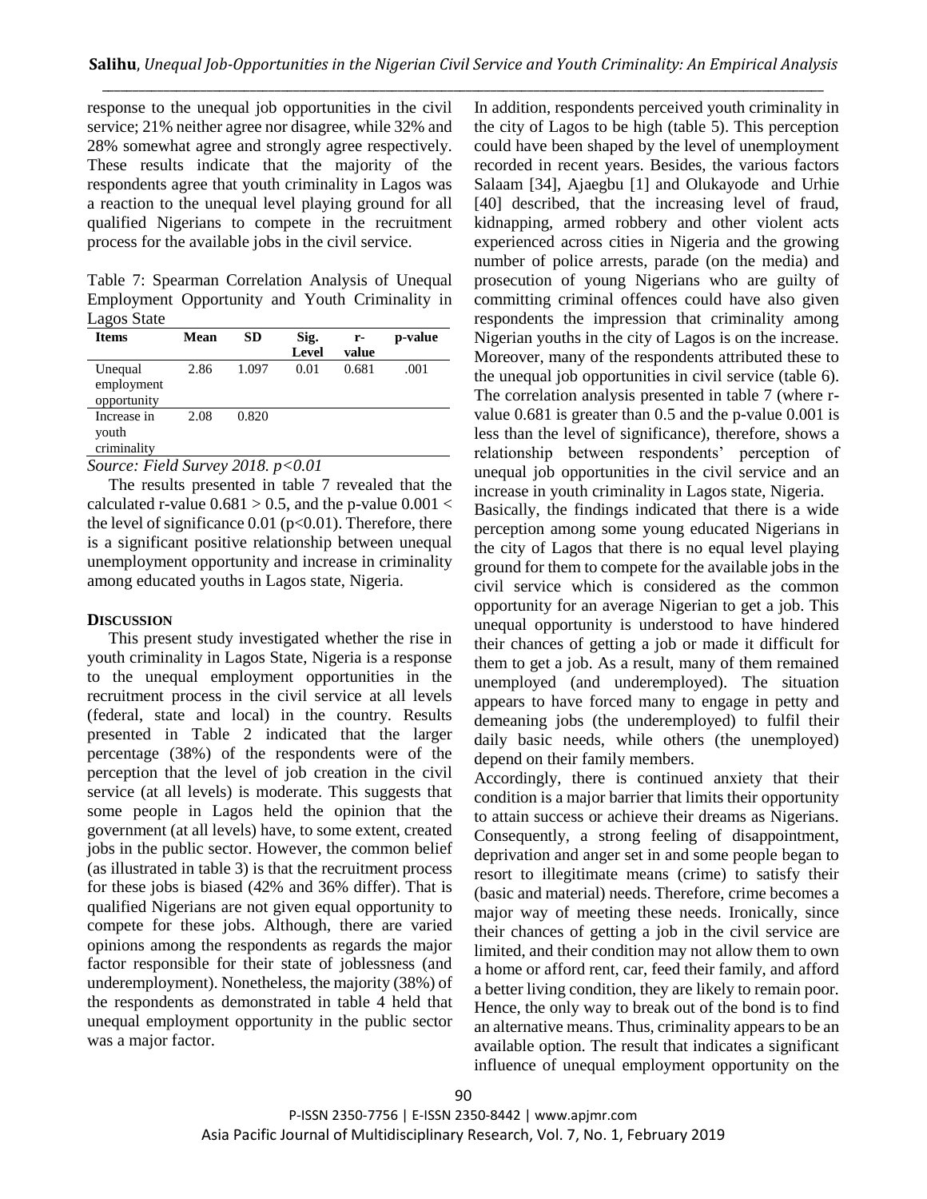response to the unequal job opportunities in the civil service; 21% neither agree nor disagree, while 32% and 28% somewhat agree and strongly agree respectively. These results indicate that the majority of the respondents agree that youth criminality in Lagos was a reaction to the unequal level playing ground for all qualified Nigerians to compete in the recruitment process for the available jobs in the civil service.

Table 7: Spearman Correlation Analysis of Unequal Employment Opportunity and Youth Criminality in Lagos State

| Items | Mean | SD | Sig. Level | r-value | p-value |
|---|---|---|---|---|---|
| Unequal employment opportunity | 2.86 | 1.097 | 0.01 | 0.681 | .001 |
| Increase in youth criminality | 2.08 | 0.820 | | | |

*Source: Field Survey 2018. p<0.01*

The results presented in table 7 revealed that the calculated r-value $0.681 > 0.5$, and the p-value $0.001 <$ the level of significance 0.01 ($p<0.01$). Therefore, there is a significant positive relationship between unequal unemployment opportunity and increase in criminality among educated youths in Lagos state, Nigeria.

## DISCUSSION

This present study investigated whether the rise in youth criminality in Lagos State, Nigeria is a response to the unequal employment opportunities in the recruitment process in the civil service at all levels (federal, state and local) in the country. Results presented in Table 2 indicated that the larger percentage (38%) of the respondents were of the perception that the level of job creation in the civil service (at all levels) is moderate. This suggests that some people in Lagos held the opinion that the government (at all levels) have, to some extent, created jobs in the public sector. However, the common belief (as illustrated in table 3) is that the recruitment process for these jobs is biased (42% and 36% differ). That is qualified Nigerians are not given equal opportunity to compete for these jobs. Although, there are varied opinions among the respondents as regards the major factor responsible for their state of joblessness (and underemployment). Nonetheless, the majority (38%) of the respondents as demonstrated in table 4 held that unequal employment opportunity in the public sector was a major factor.

In addition, respondents perceived youth criminality in the city of Lagos to be high (table 5). This perception could have been shaped by the level of unemployment recorded in recent years. Besides, the various factors Salaam [34], Ajaegbu [1] and Olukayode and Urhie [40] described, that the increasing level of fraud, kidnapping, armed robbery and other violent acts experienced across cities in Nigeria and the growing number of police arrests, parade (on the media) and prosecution of young Nigerians who are guilty of committing criminal offences could have also given respondents the impression that criminality among Nigerian youths in the city of Lagos is on the increase. Moreover, many of the respondents attributed these to the unequal job opportunities in civil service (table 6). The correlation analysis presented in table 7 (where r-value 0.681 is greater than 0.5 and the p-value 0.001 is less than the level of significance), therefore, shows a relationship between respondents' perception of unequal job opportunities in the civil service and an increase in youth criminality in Lagos state, Nigeria.

Basically, the findings indicated that there is a wide perception among some young educated Nigerians in the city of Lagos that there is no equal level playing ground for them to compete for the available jobs in the civil service which is considered as the common opportunity for an average Nigerian to get a job. This unequal opportunity is understood to have hindered their chances of getting a job or made it difficult for them to get a job. As a result, many of them remained unemployed (and underemployed). The situation appears to have forced many to engage in petty and demeaning jobs (the underemployed) to fulfil their daily basic needs, while others (the unemployed) depend on their family members.

Accordingly, there is continued anxiety that their condition is a major barrier that limits their opportunity to attain success or achieve their dreams as Nigerians. Consequently, a strong feeling of disappointment, deprivation and anger set in and some people began to resort to illegitimate means (crime) to satisfy their (basic and material) needs. Therefore, crime becomes a major way of meeting these needs. Ironically, since their chances of getting a job in the civil service are limited, and their condition may not allow them to own a home or afford rent, car, feed their family, and afford a better living condition, they are likely to remain poor. Hence, the only way to break out of the bond is to find an alternative means. Thus, criminality appears to be an available option. The result that indicates a significant influence of unequal employment opportunity on the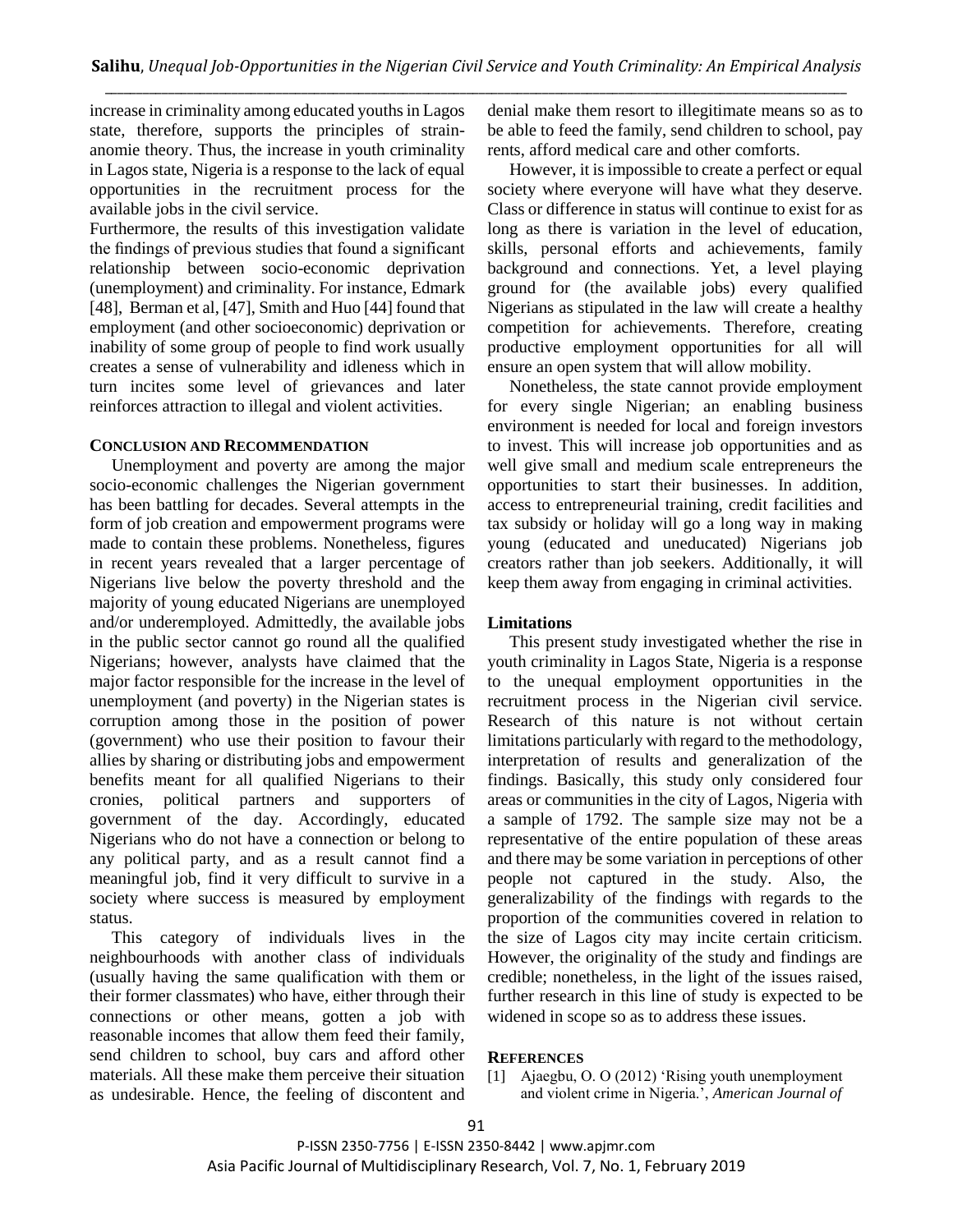increase in criminality among educated youths in Lagos state, therefore, supports the principles of strain-anomie theory. Thus, the increase in youth criminality in Lagos state, Nigeria is a response to the lack of equal opportunities in the recruitment process for the available jobs in the civil service.

Furthermore, the results of this investigation validate the findings of previous studies that found a significant relationship between socio-economic deprivation (unemployment) and criminality. For instance, Edmark [48], Berman et al, [47], Smith and Huo [44] found that employment (and other socioeconomic) deprivation or inability of some group of people to find work usually creates a sense of vulnerability and idleness which in turn incites some level of grievances and later reinforces attraction to illegal and violent activities.

## Conclusion and Recommendation

Unemployment and poverty are among the major socio-economic challenges the Nigerian government has been battling for decades. Several attempts in the form of job creation and empowerment programs were made to contain these problems. Nonetheless, figures in recent years revealed that a larger percentage of Nigerians live below the poverty threshold and the majority of young educated Nigerians are unemployed and/or underemployed. Admittedly, the available jobs in the public sector cannot go round all the qualified Nigerians; however, analysts have claimed that the major factor responsible for the increase in the level of unemployment (and poverty) in the Nigerian states is corruption among those in the position of power (government) who use their position to favour their allies by sharing or distributing jobs and empowerment benefits meant for all qualified Nigerians to their cronies, political partners and supporters of government of the day. Accordingly, educated Nigerians who do not have a connection or belong to any political party, and as a result cannot find a meaningful job, find it very difficult to survive in a society where success is measured by employment status.

This category of individuals lives in the neighbourhoods with another class of individuals (usually having the same qualification with them or their former classmates) who have, either through their connections or other means, gotten a job with reasonable incomes that allow them feed their family, send children to school, buy cars and afford other materials. All these make them perceive their situation as undesirable. Hence, the feeling of discontent and denial make them resort to illegitimate means so as to be able to feed the family, send children to school, pay rents, afford medical care and other comforts.

However, it is impossible to create a perfect or equal society where everyone will have what they deserve. Class or difference in status will continue to exist for as long as there is variation in the level of education, skills, personal efforts and achievements, family background and connections. Yet, a level playing ground for (the available jobs) every qualified Nigerians as stipulated in the law will create a healthy competition for achievements. Therefore, creating productive employment opportunities for all will ensure an open system that will allow mobility.

Nonetheless, the state cannot provide employment for every single Nigerian; an enabling business environment is needed for local and foreign investors to invest. This will increase job opportunities and as well give small and medium scale entrepreneurs the opportunities to start their businesses. In addition, access to entrepreneurial training, credit facilities and tax subsidy or holiday will go a long way in making young (educated and uneducated) Nigerians job creators rather than job seekers. Additionally, it will keep them away from engaging in criminal activities.

### Limitations

This present study investigated whether the rise in youth criminality in Lagos State, Nigeria is a response to the unequal employment opportunities in the recruitment process in the Nigerian civil service. Research of this nature is not without certain limitations particularly with regard to the methodology, interpretation of results and generalization of the findings. Basically, this study only considered four areas or communities in the city of Lagos, Nigeria with a sample of 1792. The sample size may not be a representative of the entire population of these areas and there may be some variation in perceptions of other people not captured in the study. Also, the generalizability of the findings with regards to the proportion of the communities covered in relation to the size of Lagos city may incite certain criticism. However, the originality of the study and findings are credible; nonetheless, in the light of the issues raised, further research in this line of study is expected to be widened in scope so as to address these issues.

## References

[1] Ajaegbu, O. O (2012) 'Rising youth unemployment and violent crime in Nigeria.', *American Journal of*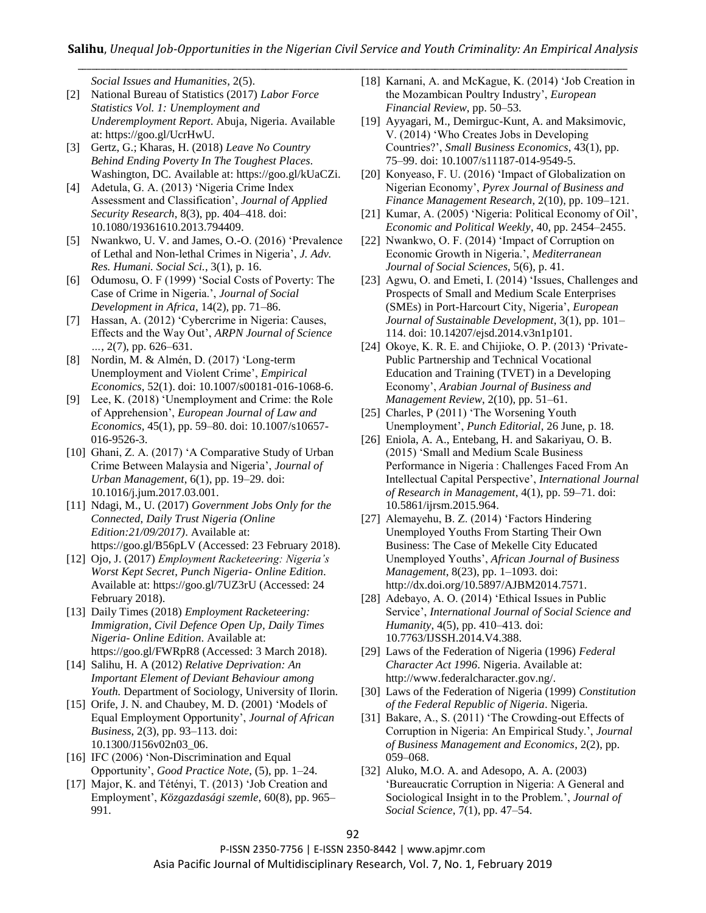*Social Issues and Humanities*, 2(5).

[2] National Bureau of Statistics (2017) *Labor Force Statistics Vol. 1: Unemployment and Underemployment Report*. Abuja, Nigeria. Available at: https://goo.gl/UcrHwU.

[3] Gertz, G.; Kharas, H. (2018) *Leave No Country Behind Ending Poverty In The Toughest Places*. Washington, DC. Available at: https://goo.gl/kUaCZi.

[4] Adetula, G. A. (2013) 'Nigeria Crime Index Assessment and Classification', *Journal of Applied Security Research*, 8(3), pp. 404–418. doi: 10.1080/19361610.2013.794409.

[5] Nwankwo, U. V. and James, O.-O. (2016) 'Prevalence of Lethal and Non-lethal Crimes in Nigeria', *J. Adv. Res. Humani. Social Sci.*, 3(1), p. 16.

[6] Odumosu, O. F (1999) 'Social Costs of Poverty: The Case of Crime in Nigeria.', *Journal of Social Development in Africa*, 14(2), pp. 71–86.

[7] Hassan, A. (2012) 'Cybercrime in Nigeria: Causes, Effects and the Way Out', *ARPN Journal of Science …*, 2(7), pp. 626–631.

[8] Nordin, M. & Almén, D. (2017) 'Long-term Unemployment and Violent Crime', *Empirical Economics*, 52(1). doi: 10.1007/s00181-016-1068-6.

[9] Lee, K. (2018) 'Unemployment and Crime: the Role of Apprehension', *European Journal of Law and Economics*, 45(1), pp. 59–80. doi: 10.1007/s10657-016-9526-3.

[10] Ghani, Z. A. (2017) 'A Comparative Study of Urban Crime Between Malaysia and Nigeria', *Journal of Urban Management*, 6(1), pp. 19–29. doi: 10.1016/j.jum.2017.03.001.

[11] Ndagi, M., U. (2017) *Government Jobs Only for the Connected*, *Daily Trust Nigeria (Online Edition:21/09/2017)*. Available at: https://goo.gl/B56pLV (Accessed: 23 February 2018).

[12] Ojo, J. (2017) *Employment Racketeering: Nigeria's Worst Kept Secret*, *Punch Nigeria- Online Edition*. Available at: https://goo.gl/7UZ3rU (Accessed: 24 February 2018).

[13] Daily Times (2018) *Employment Racketeering: Immigration, Civil Defence Open Up*, *Daily Times Nigeria- Online Edition*. Available at: https://goo.gl/FWRpR8 (Accessed: 3 March 2018).

[14] Salihu, H. A (2012) *Relative Deprivation: An Important Element of Deviant Behaviour among Youth.* Department of Sociology, University of Ilorin.

[15] Orife, J. N. and Chaubey, M. D. (2001) 'Models of Equal Employment Opportunity', *Journal of African Business*, 2(3), pp. 93–113. doi: 10.1300/J156v02n03_06.

[16] IFC (2006) 'Non-Discrimination and Equal Opportunity', *Good Practice Note*, (5), pp. 1–24.

[17] Major, K. and Tétényi, T. (2013) 'Job Creation and Employment', *Közgazdasági szemle*, 60(8), pp. 965–991.

[18] Karnani, A. and McKague, K. (2014) 'Job Creation in the Mozambican Poultry Industry', *European Financial Review*, pp. 50–53.

[19] Ayyagari, M., Demirguc-Kunt, A. and Maksimovic, V. (2014) 'Who Creates Jobs in Developing Countries?', *Small Business Economics*, 43(1), pp. 75–99. doi: 10.1007/s11187-014-9549-5.

[20] Konyeaso, F. U. (2016) 'Impact of Globalization on Nigerian Economy', *Pyrex Journal of Business and Finance Management Research*, 2(10), pp. 109–121.

[21] Kumar, A. (2005) 'Nigeria: Political Economy of Oil', *Economic and Political Weekly*, 40, pp. 2454–2455.

[22] Nwankwo, O. F. (2014) 'Impact of Corruption on Economic Growth in Nigeria.', *Mediterranean Journal of Social Sciences*, 5(6), p. 41.

[23] Agwu, O. and Emeti, I. (2014) 'Issues, Challenges and Prospects of Small and Medium Scale Enterprises (SMEs) in Port-Harcourt City, Nigeria', *European Journal of Sustainable Development*, 3(1), pp. 101–114. doi: 10.14207/ejsd.2014.v3n1p101.

[24] Okoye, K. R. E. and Chijioke, O. P. (2013) 'Private-Public Partnership and Technical Vocational Education and Training (TVET) in a Developing Economy', *Arabian Journal of Business and Management Review*, 2(10), pp. 51–61.

[25] Charles, P (2011) 'The Worsening Youth Unemployment', *Punch Editorial*, 26 June, p. 18.

[26] Eniola, A. A., Entebang, H. and Sakariyau, O. B. (2015) 'Small and Medium Scale Business Performance in Nigeria : Challenges Faced From An Intellectual Capital Perspective', *International Journal of Research in Management*, 4(1), pp. 59–71. doi: 10.5861/ijrsm.2015.964.

[27] Alemayehu, B. Z. (2014) 'Factors Hindering Unemployed Youths From Starting Their Own Business: The Case of Mekelle City Educated Unemployed Youths', *African Journal of Business Management*, 8(23), pp. 1–1093. doi: http://dx.doi.org/10.5897/AJBM2014.7571.

[28] Adebayo, A. O. (2014) 'Ethical Issues in Public Service', *International Journal of Social Science and Humanity*, 4(5), pp. 410–413. doi: 10.7763/IJSSH.2014.V4.388.

[29] Laws of the Federation of Nigeria (1996) *Federal Character Act 1996*. Nigeria. Available at: http://www.federalcharacter.gov.ng/.

[30] Laws of the Federation of Nigeria (1999) *Constitution of the Federal Republic of Nigeria*. Nigeria.

[31] Bakare, A., S. (2011) 'The Crowding-out Effects of Corruption in Nigeria: An Empirical Study.', *Journal of Business Management and Economics*, 2(2), pp. 059–068.

[32] Aluko, M.O. A. and Adesopo, A. A. (2003) 'Bureaucratic Corruption in Nigeria: A General and Sociological Insight in to the Problem.', *Journal of Social Science*, 7(1), pp. 47–54.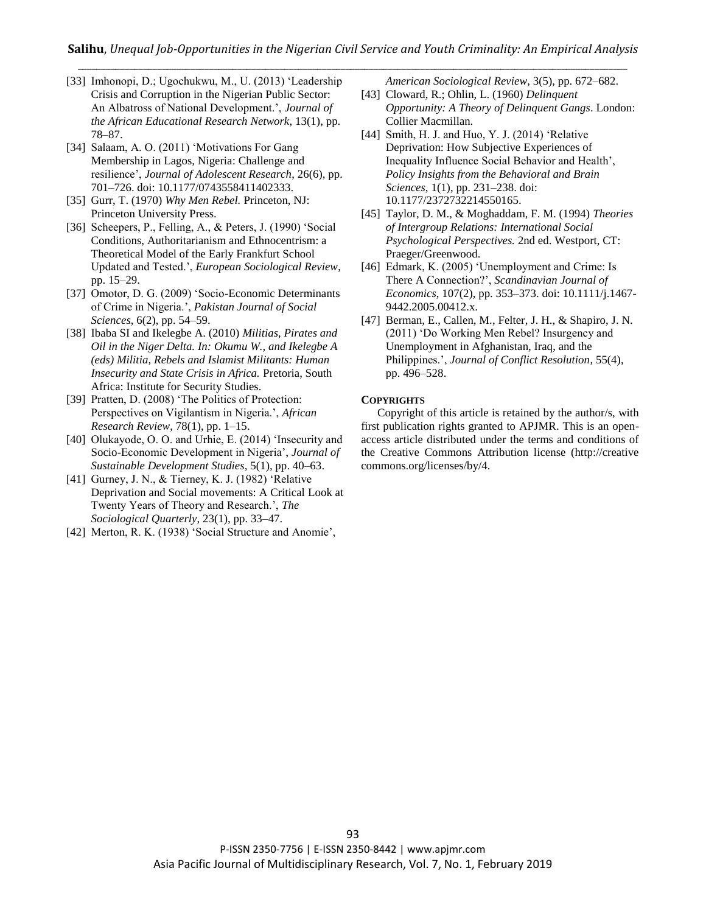[33] Imhonopi, D.; Ugochukwu, M., U. (2013) 'Leadership Crisis and Corruption in the Nigerian Public Sector: An Albatross of National Development.', *Journal of the African Educational Research Network*, 13(1), pp. 78–87.

[34] Salaam, A. O. (2011) 'Motivations For Gang Membership in Lagos, Nigeria: Challenge and resilience', *Journal of Adolescent Research*, 26(6), pp. 701–726. doi: 10.1177/0743558411402333.

[35] Gurr, T. (1970) *Why Men Rebel.* Princeton, NJ: Princeton University Press.

[36] Scheepers, P., Felling, A., & Peters, J. (1990) 'Social Conditions, Authoritarianism and Ethnocentrism: a Theoretical Model of the Early Frankfurt School Updated and Tested.', *European Sociological Review*, pp. 15–29.

[37] Omotor, D. G. (2009) 'Socio-Economic Determinants of Crime in Nigeria.', *Pakistan Journal of Social Sciences*, 6(2), pp. 54–59.

[38] Ibaba SI and Ikelegbe A. (2010) *Militias, Pirates and Oil in the Niger Delta. In: Okumu W., and Ikelegbe A (eds) Militia, Rebels and Islamist Militants: Human Insecurity and State Crisis in Africa.* Pretoria, South Africa: Institute for Security Studies.

[39] Pratten, D. (2008) 'The Politics of Protection: Perspectives on Vigilantism in Nigeria.', *African Research Review*, 78(1), pp. 1–15.

[40] Olukayode, O. O. and Urhie, E. (2014) 'Insecurity and Socio-Economic Development in Nigeria', *Journal of Sustainable Development Studies*, 5(1), pp. 40–63.

[41] Gurney, J. N., & Tierney, K. J. (1982) 'Relative Deprivation and Social movements: A Critical Look at Twenty Years of Theory and Research.', *The Sociological Quarterly*, 23(1), pp. 33–47.

[42] Merton, R. K. (1938) 'Social Structure and Anomie', *American Sociological Review*, 3(5), pp. 672–682.

[43] Cloward, R.; Ohlin, L. (1960) *Delinquent Opportunity: A Theory of Delinquent Gangs*. London: Collier Macmillan.

[44] Smith, H. J. and Huo, Y. J. (2014) 'Relative Deprivation: How Subjective Experiences of Inequality Influence Social Behavior and Health', *Policy Insights from the Behavioral and Brain Sciences*, 1(1), pp. 231–238. doi: 10.1177/2372732214550165.

[45] Taylor, D. M., & Moghaddam, F. M. (1994) *Theories of Intergroup Relations: International Social Psychological Perspectives.* 2nd ed. Westport, CT: Praeger/Greenwood.

[46] Edmark, K. (2005) 'Unemployment and Crime: Is There A Connection?', *Scandinavian Journal of Economics*, 107(2), pp. 353–373. doi: 10.1111/j.1467-9442.2005.00412.x.

[47] Berman, E., Callen, M., Felter, J. H., & Shapiro, J. N. (2011) 'Do Working Men Rebel? Insurgency and Unemployment in Afghanistan, Iraq, and the Philippines.', *Journal of Conflict Resolution*, 55(4), pp. 496–528.

## COPYRIGHTS

Copyright of this article is retained by the author/s, with first publication rights granted to APJMR. This is an open-access article distributed under the terms and conditions of the Creative Commons Attribution license (http://creative commons.org/licenses/by/4.